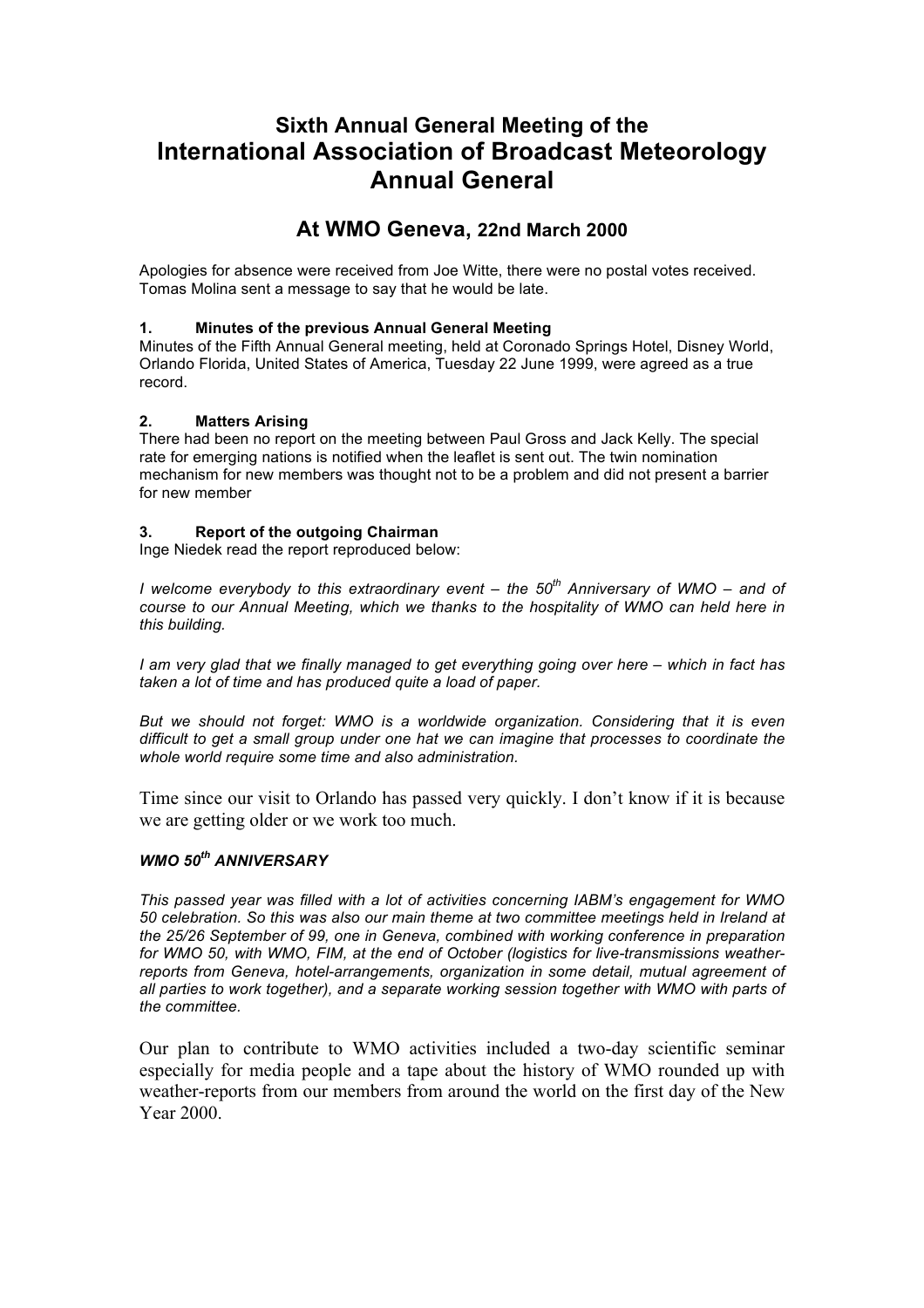# Sixth Annual General Meeting of the International Association of Broadcast Meteorology Annual General

## At WMO Geneva, 22nd March 2000

Apologies for absence were received from Joe Witte, there were no postal votes received. Tomas Molina sent a message to say that he would be late.

### 1. Minutes of the previous Annual General Meeting

Minutes of the Fifth Annual General meeting, held at Coronado Springs Hotel, Disney World, Orlando Florida, United States of America, Tuesday 22 June 1999, were agreed as a true record.

### 2. Matters Arising

There had been no report on the meeting between Paul Gross and Jack Kelly. The special rate for emerging nations is notified when the leaflet is sent out. The twin nomination mechanism for new members was thought not to be a problem and did not present a barrier for new member

### 3. Report of the outgoing Chairman

Inge Niedek read the report reproduced below:

*I welcome everybody to this extraordinary event – the 50th Anniversary of WMO – and of course to our Annual Meeting, which we thanks to the hospitality of WMO can held here in this building.*

*I am very glad that we finally managed to get everything going over here – which in fact has taken a lot of time and has produced quite a load of paper.*

*But we should not forget: WMO is a worldwide organization. Considering that it is even difficult to get a small group under one hat we can imagine that processes to coordinate the whole world require some time and also administration.*

Time since our visit to Orlando has passed very quickly. I don't know if it is because we are getting older or we work too much.

***WMO 50th ANNIVERSARY***

*This passed year was filled with a lot of activities concerning IABM's engagement for WMO 50 celebration. So this was also our main theme at two committee meetings held in Ireland at the 25/26 September of 99, one in Geneva, combined with working conference in preparation for WMO 50, with WMO, FIM, at the end of October (logistics for live-transmissions weather-reports from Geneva, hotel-arrangements, organization in some detail, mutual agreement of all parties to work together), and a separate working session together with WMO with parts of the committee.*

Our plan to contribute to WMO activities included a two-day scientific seminar especially for media people and a tape about the history of WMO rounded up with weather-reports from our members from around the world on the first day of the New Year 2000.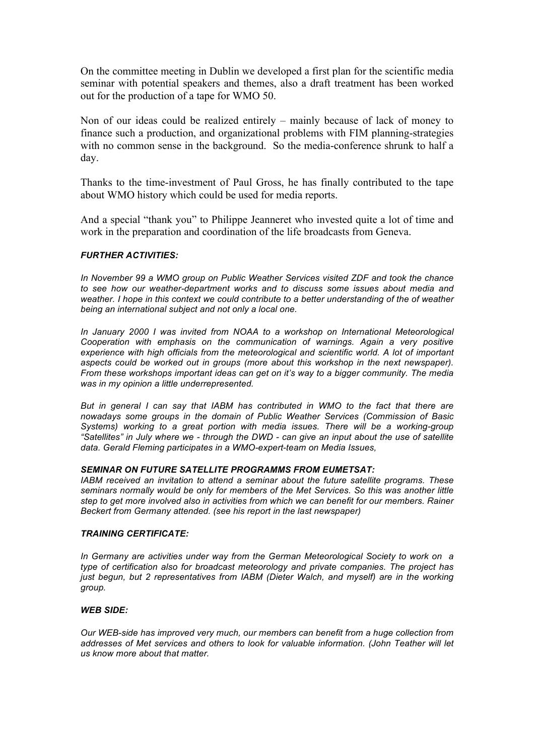On the committee meeting in Dublin we developed a first plan for the scientific media seminar with potential speakers and themes, also a draft treatment has been worked out for the production of a tape for WMO 50.

Non of our ideas could be realized entirely – mainly because of lack of money to finance such a production, and organizational problems with FIM planning-strategies with no common sense in the background. So the media-conference shrunk to half a day.

Thanks to the time-investment of Paul Gross, he has finally contributed to the tape about WMO history which could be used for media reports.

And a special "thank you" to Philippe Jeanneret who invested quite a lot of time and work in the preparation and coordination of the life broadcasts from Geneva.

***FURTHER ACTIVITIES:***

*In November 99 a WMO group on Public Weather Services visited ZDF and took the chance to see how our weather-department works and to discuss some issues about media and weather. I hope in this context we could contribute to a better understanding of the of weather being an international subject and not only a local one.*

*In January 2000 I was invited from NOAA to a workshop on International Meteorological Cooperation with emphasis on the communication of warnings. Again a very positive experience with high officials from the meteorological and scientific world. A lot of important aspects could be worked out in groups (more about this workshop in the next newspaper). From these workshops important ideas can get on it's way to a bigger community. The media was in my opinion a little underrepresented.*

*But in general I can say that IABM has contributed in WMO to the fact that there are nowadays some groups in the domain of Public Weather Services (Commission of Basic Systems) working to a great portion with media issues. There will be a working-group "Satellites" in July where we - through the DWD - can give an input about the use of satellite data. Gerald Fleming participates in a WMO-expert-team on Media Issues,*

***SEMINAR ON FUTURE SATELLITE PROGRAMMS FROM EUMETSAT:***

*IABM received an invitation to attend a seminar about the future satellite programs. These seminars normally would be only for members of the Met Services. So this was another little step to get more involved also in activities from which we can benefit for our members. Rainer Beckert from Germany attended. (see his report in the last newspaper)*

***TRAINING CERTIFICATE:***

*In Germany are activities under way from the German Meteorological Society to work on a type of certification also for broadcast meteorology and private companies. The project has just begun, but 2 representatives from IABM (Dieter Walch, and myself) are in the working group.*

***WEB SIDE:***

*Our WEB-side has improved very much, our members can benefit from a huge collection from addresses of Met services and others to look for valuable information. (John Teather will let us know more about that matter.*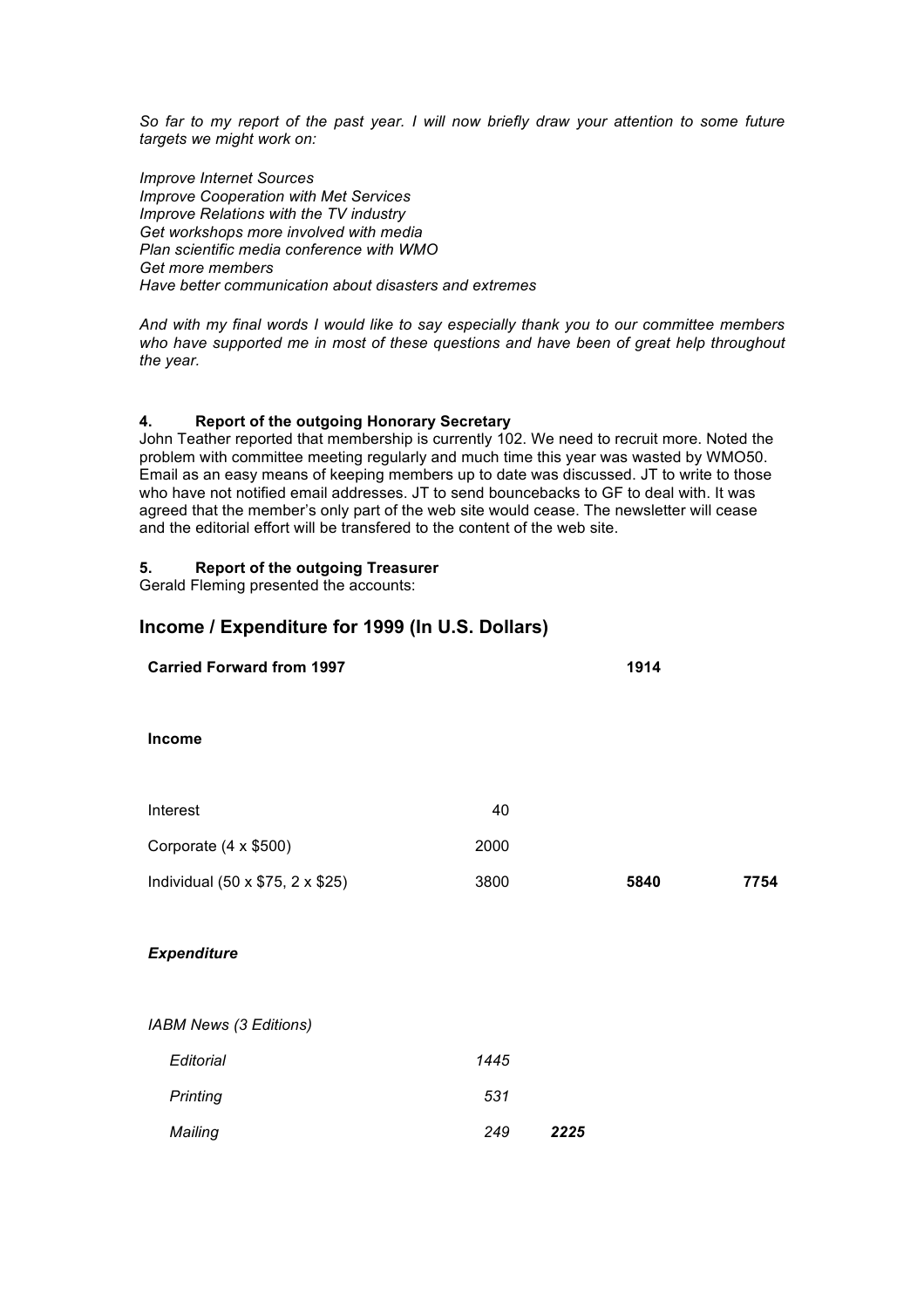*So far to my report of the past year. I will now briefly draw your attention to some future targets we might work on:*

*Improve Internet Sources*
*Improve Cooperation with Met Services*
*Improve Relations with the TV industry*
*Get workshops more involved with media*
*Plan scientific media conference with WMO*
*Get more members*
*Have better communication about disasters and extremes*

*And with my final words I would like to say especially thank you to our committee members who have supported me in most of these questions and have been of great help throughout the year.*

#### 4. Report of the outgoing Honorary Secretary

John Teather reported that membership is currently 102. We need to recruit more. Noted the problem with committee meeting regularly and much time this year was wasted by WMO50. Email as an easy means of keeping members up to date was discussed. JT to write to those who have not notified email addresses. JT to send bouncebacks to GF to deal with. It was agreed that the member's only part of the web site would cease. The newsletter will cease and the editorial effort will be transfered to the content of the web site.

#### 5. Report of the outgoing Treasurer

Gerald Fleming presented the accounts:

### Income / Expenditure for 1999 (In U.S. Dollars)

| | | | | |
|---|---|---|---|---|
| **Carried Forward from 1997** | | | **1914** | |
| **Income** | | | | |
| Interest | 40 | | | |
| Corporate (4 x $500) | 2000 | | | |
| Individual (50 x $75, 2 x $25) | 3800 | | **5840** | **7754** |
| ***Expenditure*** | | | | |
| *IABM News (3 Editions)* | | | | |
| *Editorial* | *1445* | | | |
| *Printing* | *531* | | | |
| *Mailing* | *249* | ***2225*** | | |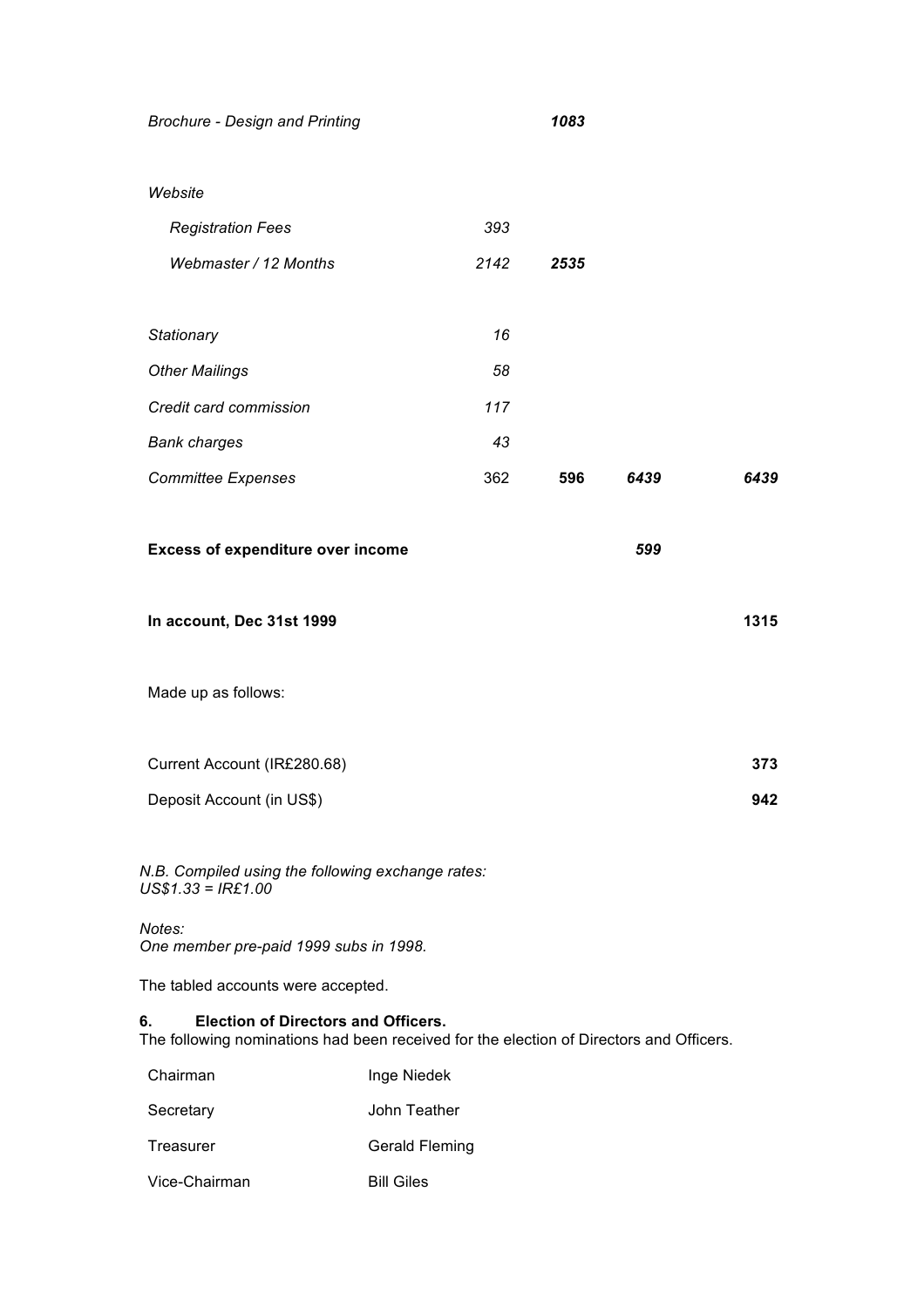| | | | | |
|---|---|---|---|---|
| *Brochure - Design and Printing* | | ***1083*** | | |
| | | | | |
| *Website* | | | | |
| *Registration Fees* | *393* | | | |
| *Webmaster / 12 Months* | *2142* | ***2535*** | | |
| | | | | |
| *Stationary* | *16* | | | |
| *Other Mailings* | *58* | | | |
| *Credit card commission* | *117* | | | |
| *Bank charges* | *43* | | | |
| *Committee Expenses* | 362 | **596** | ***6439*** | ***6439*** |
| | | | | |
| **Excess of expenditure over income** | | | ***599*** | |
| | | | | |
| **In account, Dec 31st 1999** | | | | **1315** |
| | | | | |
| Made up as follows: | | | | |
| | | | | |
| Current Account (IR£280.68) | | | | **373** |
| Deposit Account (in US$) | | | | **942** |

*N.B. Compiled using the following exchange rates:*
*US$1.33 = IR£1.00*

*Notes:*
*One member pre-paid 1999 subs in 1998.*

The tabled accounts were accepted.

**6. Election of Directors and Officers.**

The following nominations had been received for the election of Directors and Officers.

| | |
|---|---|
| Chairman | Inge Niedek |
| Secretary | John Teather |
| Treasurer | Gerald Fleming |
| Vice-Chairman | Bill Giles |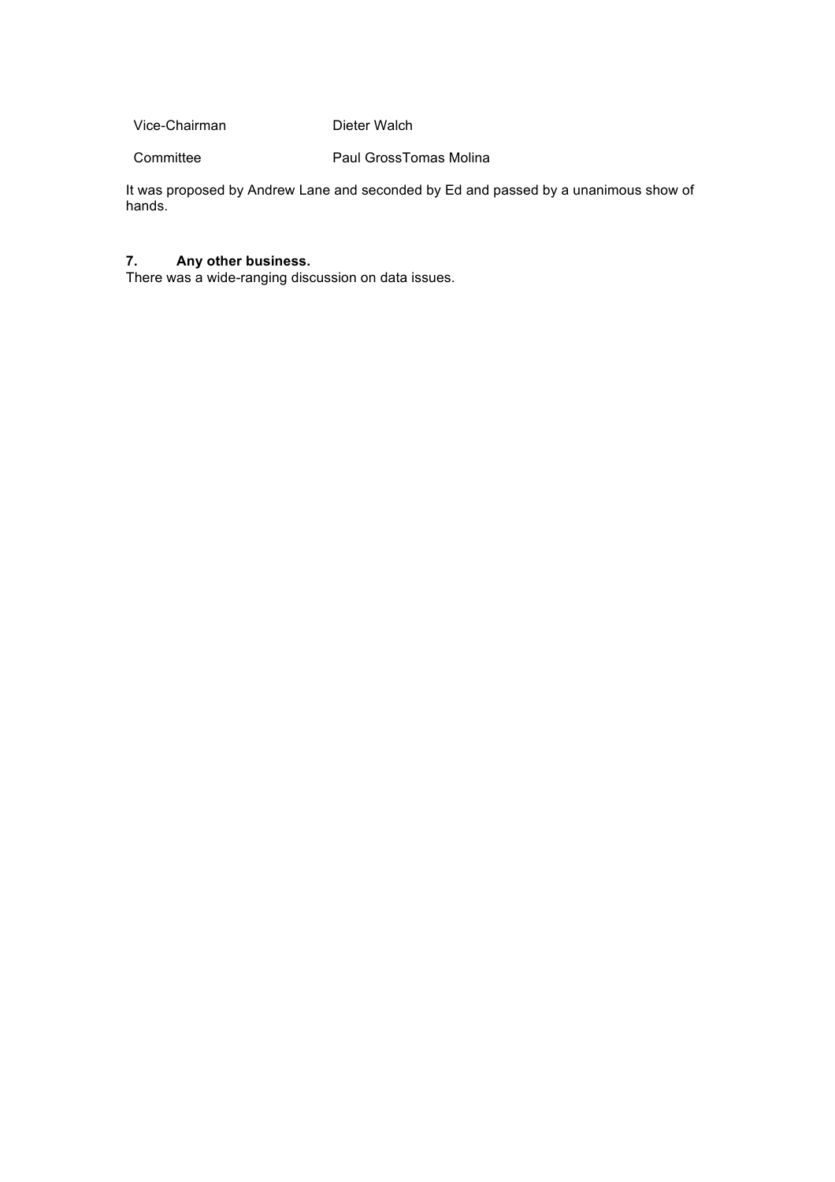| | |
|---|---|
| Vice-Chairman | Dieter Walch |
| Committee | Paul GrossTomas Molina |

It was proposed by Andrew Lane and seconded by Ed and passed by a unanimous show of hands.

**7. Any other business.**

There was a wide-ranging discussion on data issues.